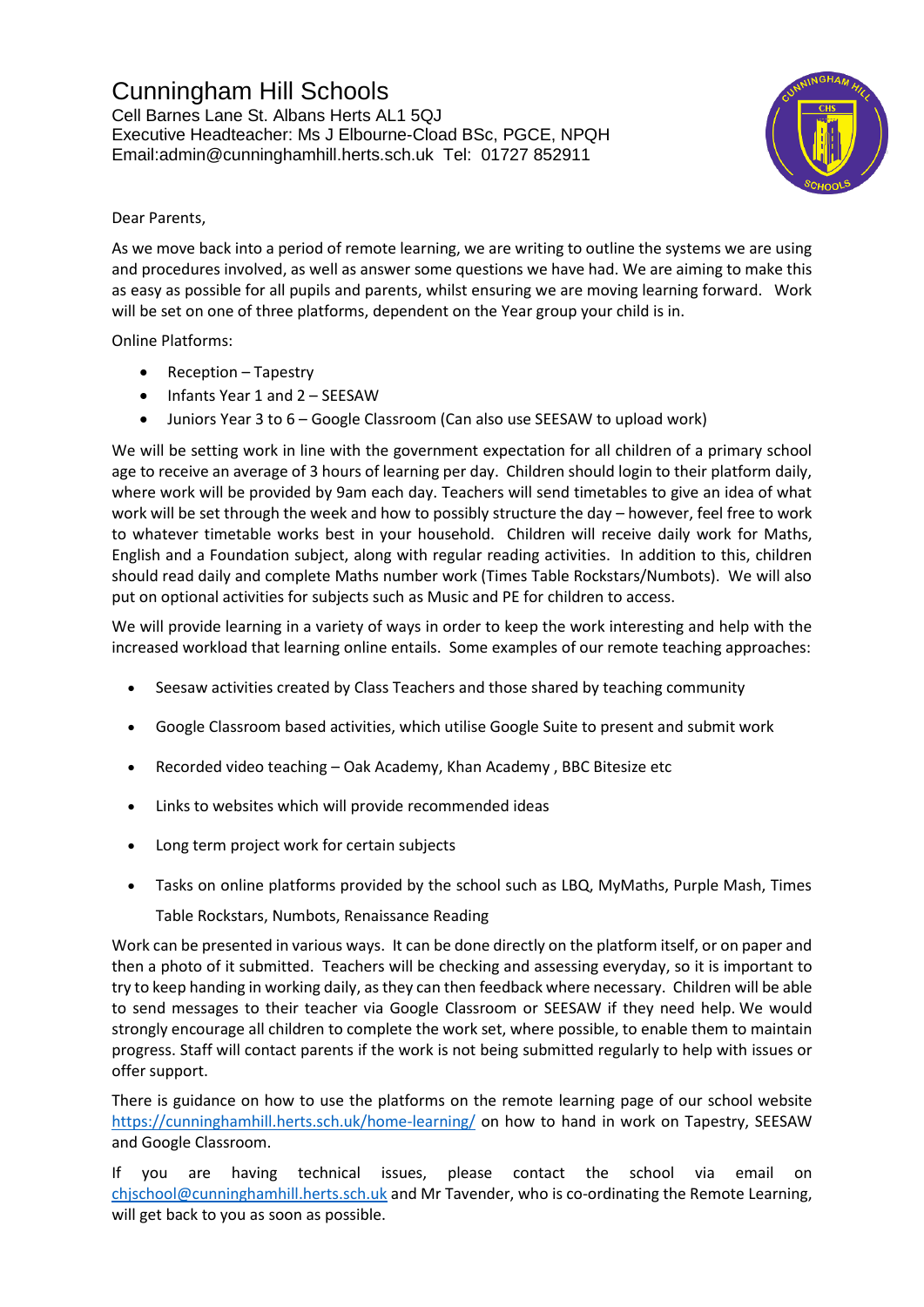# Cunningham Hill Schools

Cell Barnes Lane St. Albans Herts AL1 5QJ
Executive Headteacher: Ms J Elbourne-Cload BSc, PGCE, NPQH
Email:admin@cunninghamhill.herts.sch.uk Tel: 01727 852911

Dear Parents,

As we move back into a period of remote learning, we are writing to outline the systems we are using and procedures involved, as well as answer some questions we have had. We are aiming to make this as easy as possible for all pupils and parents, whilst ensuring we are moving learning forward. Work will be set on one of three platforms, dependent on the Year group your child is in.

Online Platforms:

- Reception – Tapestry
- Infants Year 1 and 2 – SEESAW
- Juniors Year 3 to 6 – Google Classroom (Can also use SEESAW to upload work)

We will be setting work in line with the government expectation for all children of a primary school age to receive an average of 3 hours of learning per day. Children should login to their platform daily, where work will be provided by 9am each day. Teachers will send timetables to give an idea of what work will be set through the week and how to possibly structure the day – however, feel free to work to whatever timetable works best in your household. Children will receive daily work for Maths, English and a Foundation subject, along with regular reading activities. In addition to this, children should read daily and complete Maths number work (Times Table Rockstars/Numbots). We will also put on optional activities for subjects such as Music and PE for children to access.

We will provide learning in a variety of ways in order to keep the work interesting and help with the increased workload that learning online entails. Some examples of our remote teaching approaches:

- Seesaw activities created by Class Teachers and those shared by teaching community
- Google Classroom based activities, which utilise Google Suite to present and submit work
- Recorded video teaching – Oak Academy, Khan Academy , BBC Bitesize etc
- Links to websites which will provide recommended ideas
- Long term project work for certain subjects
- Tasks on online platforms provided by the school such as LBQ, MyMaths, Purple Mash, Times Table Rockstars, Numbots, Renaissance Reading

Work can be presented in various ways. It can be done directly on the platform itself, or on paper and then a photo of it submitted. Teachers will be checking and assessing everyday, so it is important to try to keep handing in working daily, as they can then feedback where necessary. Children will be able to send messages to their teacher via Google Classroom or SEESAW if they need help. We would strongly encourage all children to complete the work set, where possible, to enable them to maintain progress. Staff will contact parents if the work is not being submitted regularly to help with issues or offer support.

There is guidance on how to use the platforms on the remote learning page of our school website https://cunninghamhill.herts.sch.uk/home-learning/ on how to hand in work on Tapestry, SEESAW and Google Classroom.

If you are having technical issues, please contact the school via email on chjschool@cunninghamhill.herts.sch.uk and Mr Tavender, who is co-ordinating the Remote Learning, will get back to you as soon as possible.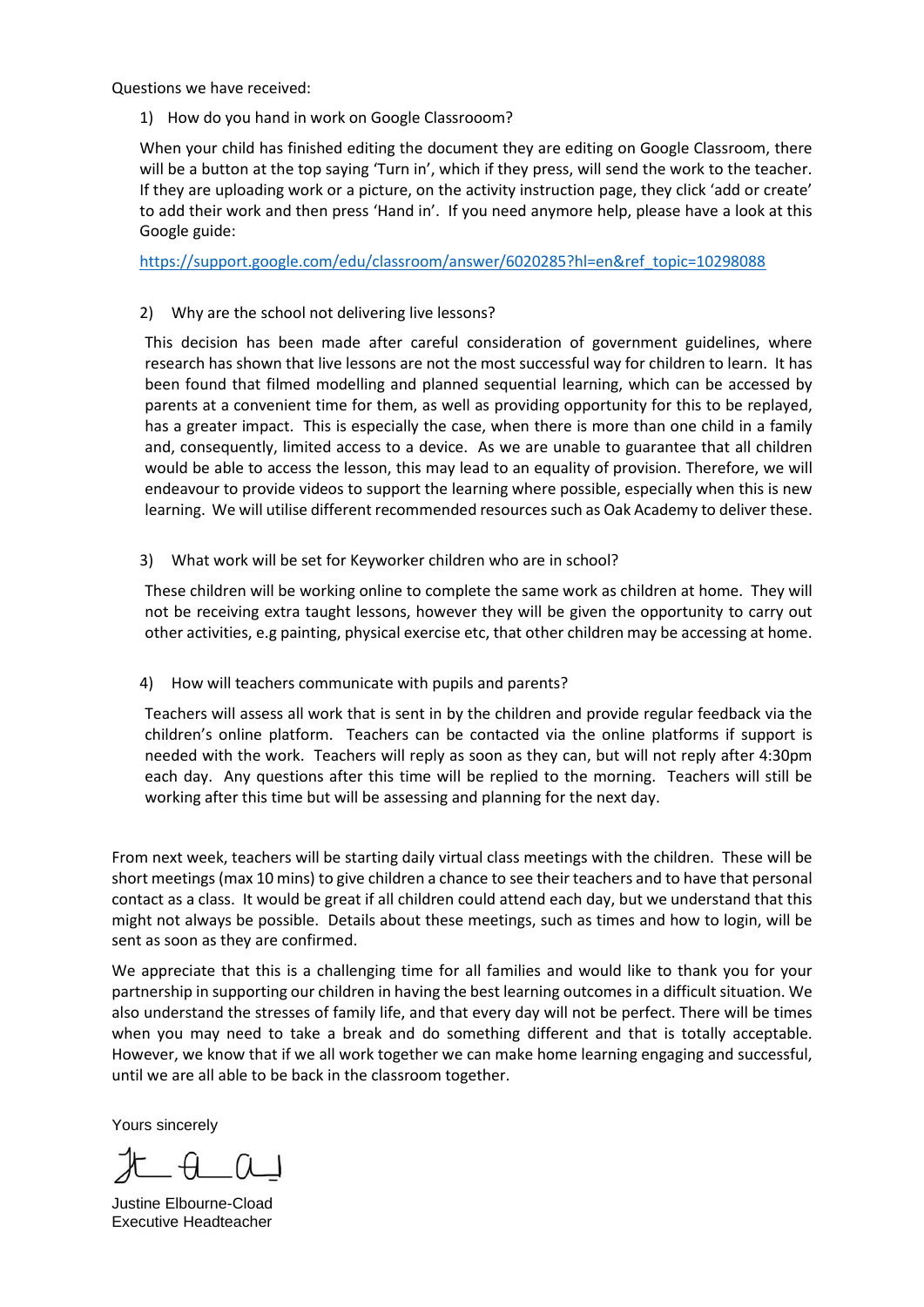Questions we have received:

1) How do you hand in work on Google Classrooom?

   When your child has finished editing the document they are editing on Google Classroom, there will be a button at the top saying 'Turn in', which if they press, will send the work to the teacher. If they are uploading work or a picture, on the activity instruction page, they click 'add or create' to add their work and then press 'Hand in'. If you need anymore help, please have a look at this Google guide:

   https://support.google.com/edu/classroom/answer/6020285?hl=en&ref_topic=10298088

2) Why are the school not delivering live lessons?

   This decision has been made after careful consideration of government guidelines, where research has shown that live lessons are not the most successful way for children to learn. It has been found that filmed modelling and planned sequential learning, which can be accessed by parents at a convenient time for them, as well as providing opportunity for this to be replayed, has a greater impact. This is especially the case, when there is more than one child in a family and, consequently, limited access to a device. As we are unable to guarantee that all children would be able to access the lesson, this may lead to an equality of provision. Therefore, we will endeavour to provide videos to support the learning where possible, especially when this is new learning. We will utilise different recommended resources such as Oak Academy to deliver these.

3) What work will be set for Keyworker children who are in school?

   These children will be working online to complete the same work as children at home. They will not be receiving extra taught lessons, however they will be given the opportunity to carry out other activities, e.g painting, physical exercise etc, that other children may be accessing at home.

4) How will teachers communicate with pupils and parents?

   Teachers will assess all work that is sent in by the children and provide regular feedback via the children's online platform. Teachers can be contacted via the online platforms if support is needed with the work. Teachers will reply as soon as they can, but will not reply after 4:30pm each day. Any questions after this time will be replied to the morning. Teachers will still be working after this time but will be assessing and planning for the next day.

From next week, teachers will be starting daily virtual class meetings with the children. These will be short meetings (max 10 mins) to give children a chance to see their teachers and to have that personal contact as a class. It would be great if all children could attend each day, but we understand that this might not always be possible. Details about these meetings, such as times and how to login, will be sent as soon as they are confirmed.

We appreciate that this is a challenging time for all families and would like to thank you for your partnership in supporting our children in having the best learning outcomes in a difficult situation. We also understand the stresses of family life, and that every day will not be perfect. There will be times when you may need to take a break and do something different and that is totally acceptable. However, we know that if we all work together we can make home learning engaging and successful, until we are all able to be back in the classroom together.

Yours sincerely

Justine Elbourne-Cload
Executive Headteacher